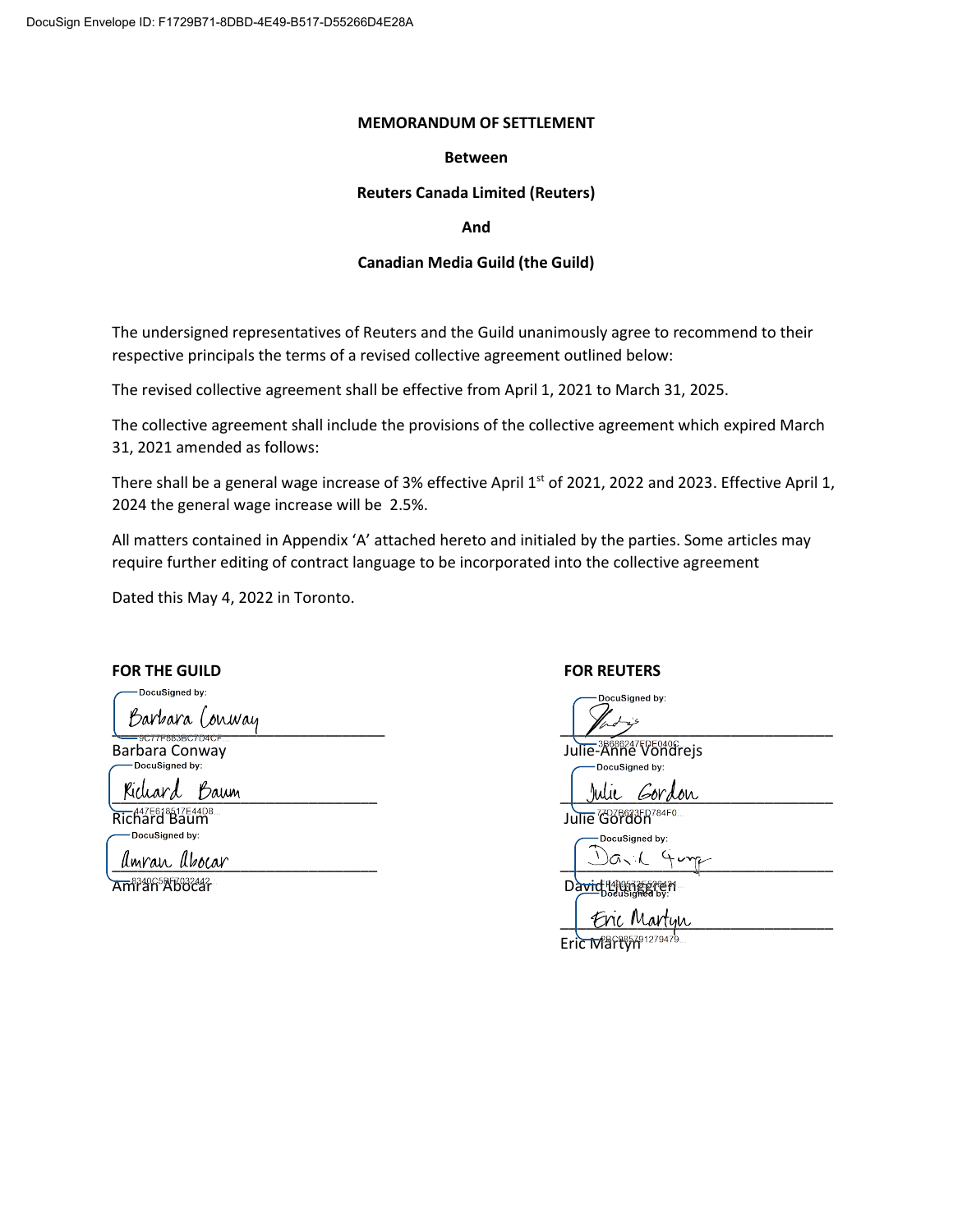DocuSign Envelope ID: F1729B71-8DBD-4E49-B517-D55266D4E28A

**MEMORANDUM OF SETTLEMENT**

**Between**

**Reuters Canada Limited (Reuters)**

**And**

**Canadian Media Guild (the Guild)**

The undersigned representatives of Reuters and the Guild unanimously agree to recommend to their respective principals the terms of a revised collective agreement outlined below:

The revised collective agreement shall be effective from April 1, 2021 to March 31, 2025.

The collective agreement shall include the provisions of the collective agreement which expired March 31, 2021 amended as follows:

There shall be a general wage increase of 3% effective April 1st of 2021, 2022 and 2023. Effective April 1, 2024 the general wage increase will be 2.5%.

All matters contained in Appendix 'A' attached hereto and initialed by the parties. Some articles may require further editing of contract language to be incorporated into the collective agreement

Dated this May 4, 2022 in Toronto.

**FOR THE GUILD**

DocuSigned by: Barbara Conway
9C77F883BC7D4CF...
Barbara Conway

DocuSigned by: Richard Baum
447E618517F44D8...
Richard Baum

DocuSigned by: Amran Abocar
8340C59F7032442...
Amran Abocar

**FOR REUTERS**

DocuSigned by:
3B686247FDE040C...
Julie-Anne Vondrejs

DocuSigned by: Julie Gordon
77D7B623FD784F0...
Julie Gordon

DocuSigned by:
David Ljunggren

DocuSigned by: Eric Martyn
9BC985791279479...
Eric Martyn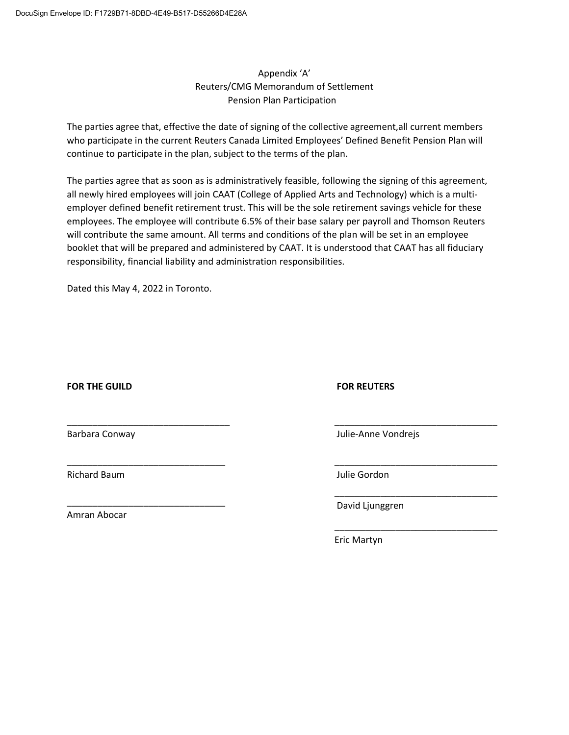Appendix ‘A’
Reuters/CMG Memorandum of Settlement
Pension Plan Participation

The parties agree that, effective the date of signing of the collective agreement,all current members who participate in the current Reuters Canada Limited Employees’ Defined Benefit Pension Plan will continue to participate in the plan, subject to the terms of the plan.

The parties agree that as soon as is administratively feasible, following the signing of this agreement, all newly hired employees will join CAAT (College of Applied Arts and Technology) which is a multi-employer defined benefit retirement trust. This will be the sole retirement savings vehicle for these employees. The employee will contribute 6.5% of their base salary per payroll and Thomson Reuters will contribute the same amount. All terms and conditions of the plan will be set in an employee booklet that will be prepared and administered by CAAT. It is understood that CAAT has all fiduciary responsibility, financial liability and administration responsibilities.

Dated this May 4, 2022 in Toronto.

**FOR THE GUILD**

________________________________
Barbara Conway

________________________________
Richard Baum

________________________________
Amran Abocar

**FOR REUTERS**

________________________________
Julie-Anne Vondrejs

________________________________
Julie Gordon

________________________________
David Ljunggren

________________________________
Eric Martyn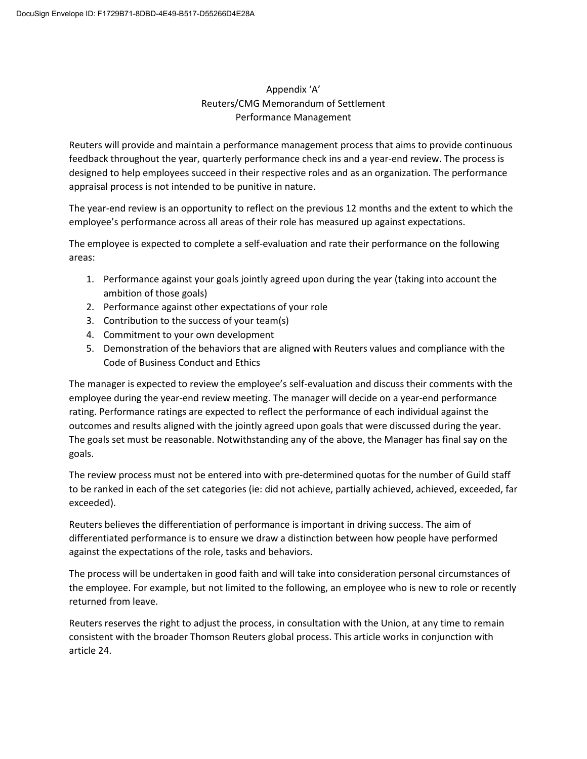# Appendix 'A'
## Reuters/CMG Memorandum of Settlement
## Performance Management

Reuters will provide and maintain a performance management process that aims to provide continuous feedback throughout the year, quarterly performance check ins and a year-end review. The process is designed to help employees succeed in their respective roles and as an organization. The performance appraisal process is not intended to be punitive in nature.

The year-end review is an opportunity to reflect on the previous 12 months and the extent to which the employee's performance across all areas of their role has measured up against expectations.

The employee is expected to complete a self-evaluation and rate their performance on the following areas:

1. Performance against your goals jointly agreed upon during the year (taking into account the ambition of those goals)
2. Performance against other expectations of your role
3. Contribution to the success of your team(s)
4. Commitment to your own development
5. Demonstration of the behaviors that are aligned with Reuters values and compliance with the Code of Business Conduct and Ethics

The manager is expected to review the employee's self-evaluation and discuss their comments with the employee during the year-end review meeting. The manager will decide on a year-end performance rating. Performance ratings are expected to reflect the performance of each individual against the outcomes and results aligned with the jointly agreed upon goals that were discussed during the year. The goals set must be reasonable. Notwithstanding any of the above, the Manager has final say on the goals.

The review process must not be entered into with pre-determined quotas for the number of Guild staff to be ranked in each of the set categories (ie: did not achieve, partially achieved, achieved, exceeded, far exceeded).

Reuters believes the differentiation of performance is important in driving success. The aim of differentiated performance is to ensure we draw a distinction between how people have performed against the expectations of the role, tasks and behaviors.

The process will be undertaken in good faith and will take into consideration personal circumstances of the employee. For example, but not limited to the following, an employee who is new to role or recently returned from leave.

Reuters reserves the right to adjust the process, in consultation with the Union, at any time to remain consistent with the broader Thomson Reuters global process. This article works in conjunction with article 24.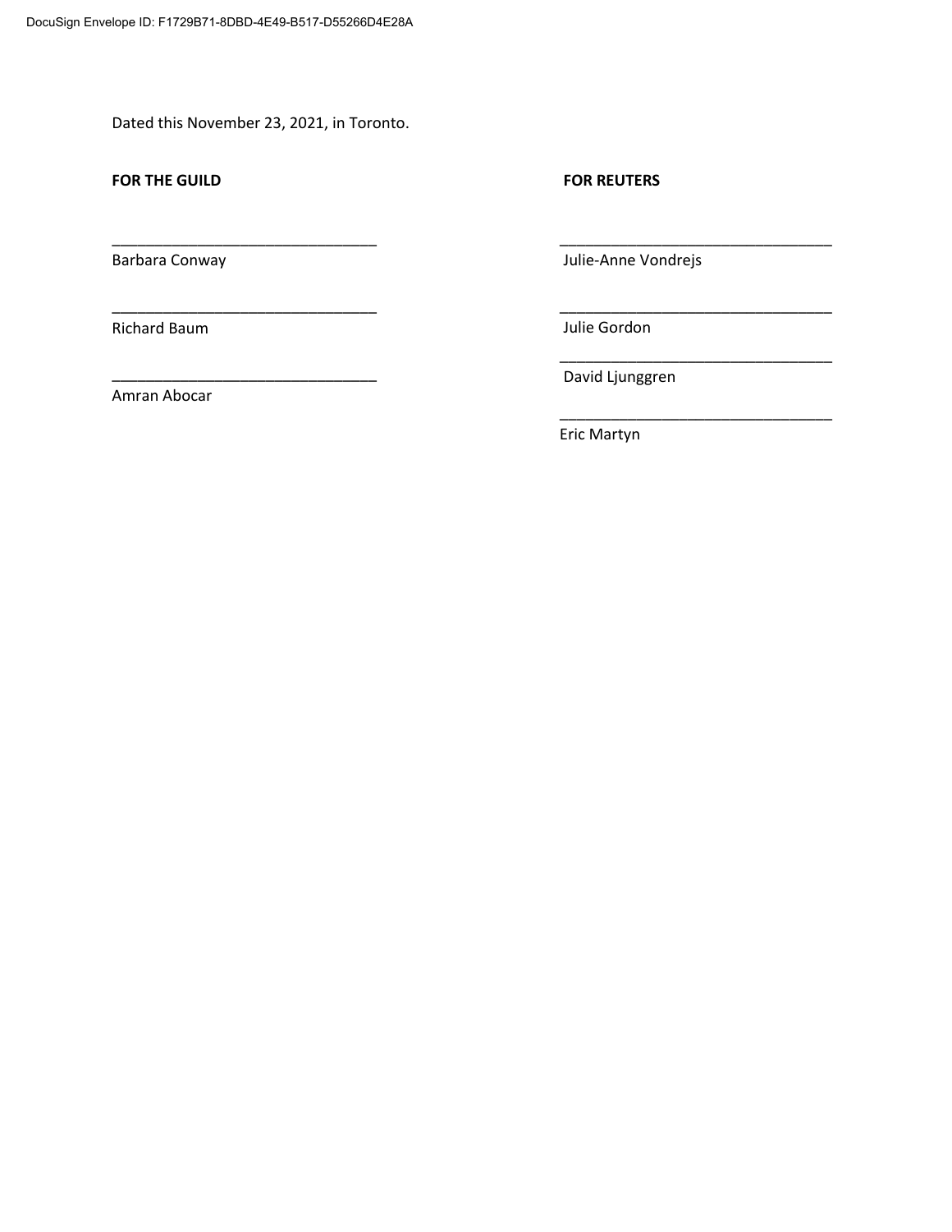Dated this November 23, 2021, in Toronto.

| **FOR THE GUILD** | **FOR REUTERS** |
| --- | --- |
| _______________________________ | _______________________________ |
| Barbara Conway | Julie-Anne Vondrejs |
| _______________________________ | _______________________________ |
| Richard Baum | Julie Gordon |
| _______________________________ | _______________________________ |
| Amran Abocar | David Ljunggren |
| | _______________________________ |
| | Eric Martyn |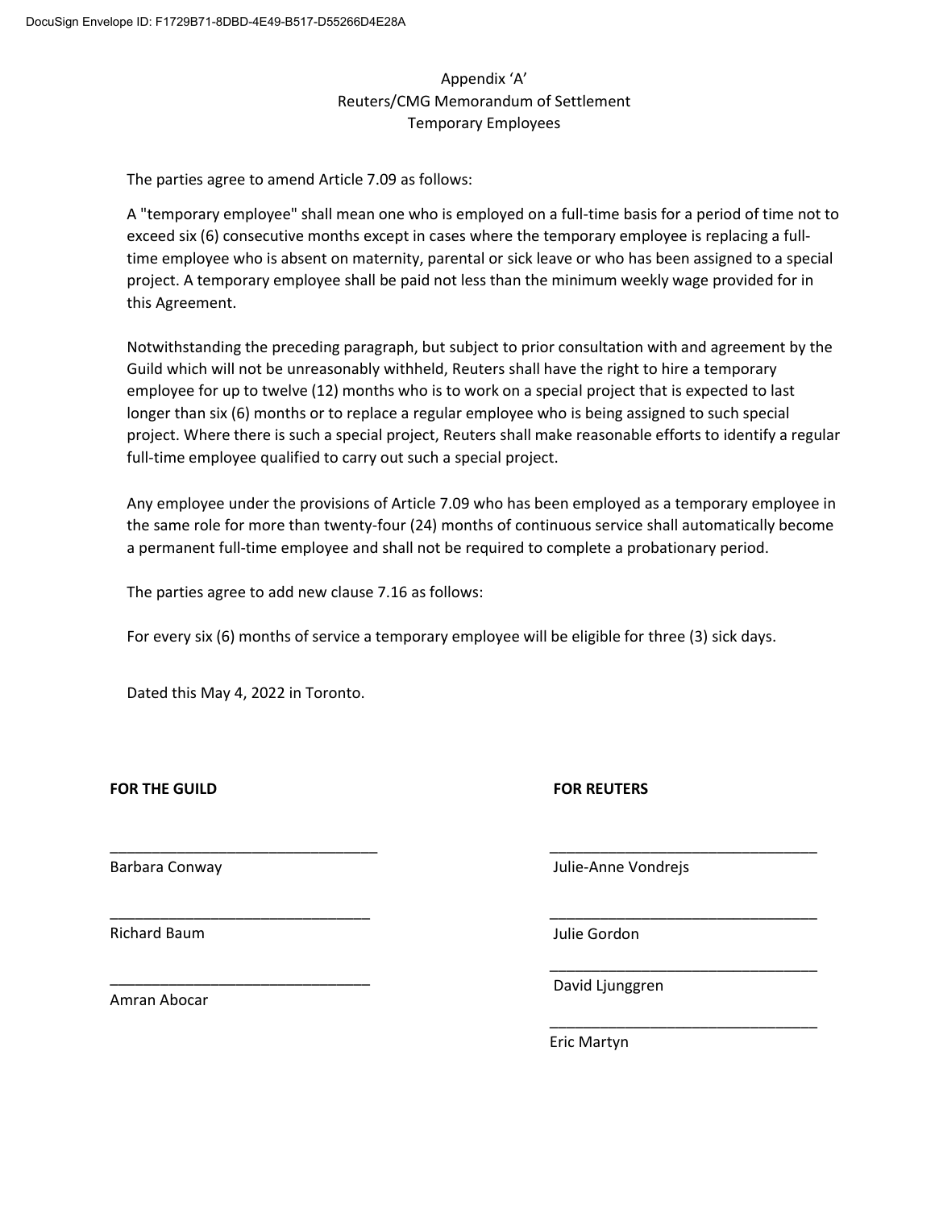Appendix 'A'
Reuters/CMG Memorandum of Settlement
Temporary Employees

The parties agree to amend Article 7.09 as follows:

A "temporary employee" shall mean one who is employed on a full-time basis for a period of time not to exceed six (6) consecutive months except in cases where the temporary employee is replacing a full-time employee who is absent on maternity, parental or sick leave or who has been assigned to a special project. A temporary employee shall be paid not less than the minimum weekly wage provided for in this Agreement.

Notwithstanding the preceding paragraph, but subject to prior consultation with and agreement by the Guild which will not be unreasonably withheld, Reuters shall have the right to hire a temporary employee for up to twelve (12) months who is to work on a special project that is expected to last longer than six (6) months or to replace a regular employee who is being assigned to such special project. Where there is such a special project, Reuters shall make reasonable efforts to identify a regular full-time employee qualified to carry out such a special project.

Any employee under the provisions of Article 7.09 who has been employed as a temporary employee in the same role for more than twenty-four (24) months of continuous service shall automatically become a permanent full-time employee and shall not be required to complete a probationary period.

The parties agree to add new clause 7.16 as follows:

For every six (6) months of service a temporary employee will be eligible for three (3) sick days.

Dated this May 4, 2022 in Toronto.

**FOR THE GUILD**

________________________________
Barbara Conway

________________________________
Richard Baum

________________________________
Amran Abocar

**FOR REUTERS**

________________________________
Julie-Anne Vondrejs

________________________________
Julie Gordon

________________________________
David Ljunggren

________________________________
Eric Martyn